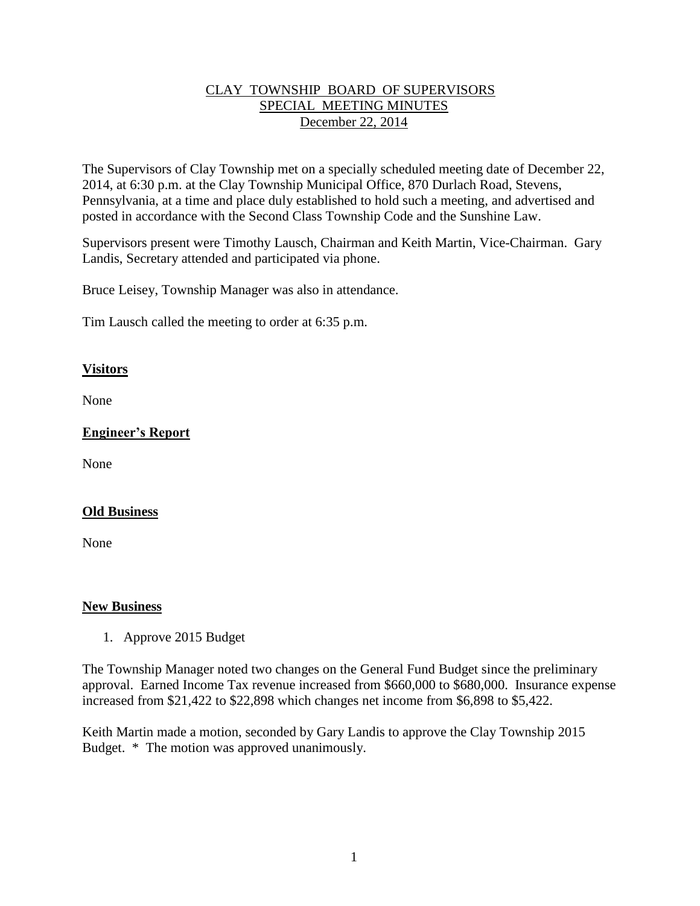# CLAY TOWNSHIP BOARD OF SUPERVISORS
## SPECIAL MEETING MINUTES
### December 22, 2014

The Supervisors of Clay Township met on a specially scheduled meeting date of December 22, 2014, at 6:30 p.m. at the Clay Township Municipal Office, 870 Durlach Road, Stevens, Pennsylvania, at a time and place duly established to hold such a meeting, and advertised and posted in accordance with the Second Class Township Code and the Sunshine Law.

Supervisors present were Timothy Lausch, Chairman and Keith Martin, Vice-Chairman. Gary Landis, Secretary attended and participated via phone.

Bruce Leisey, Township Manager was also in attendance.

Tim Lausch called the meeting to order at 6:35 p.m.

**Visitors**

None

**Engineer's Report**

None

**Old Business**

None

**New Business**

1. Approve 2015 Budget

The Township Manager noted two changes on the General Fund Budget since the preliminary approval. Earned Income Tax revenue increased from $660,000 to $680,000. Insurance expense increased from $21,422 to $22,898 which changes net income from $6,898 to $5,422.

Keith Martin made a motion, seconded by Gary Landis to approve the Clay Township 2015 Budget. * The motion was approved unanimously.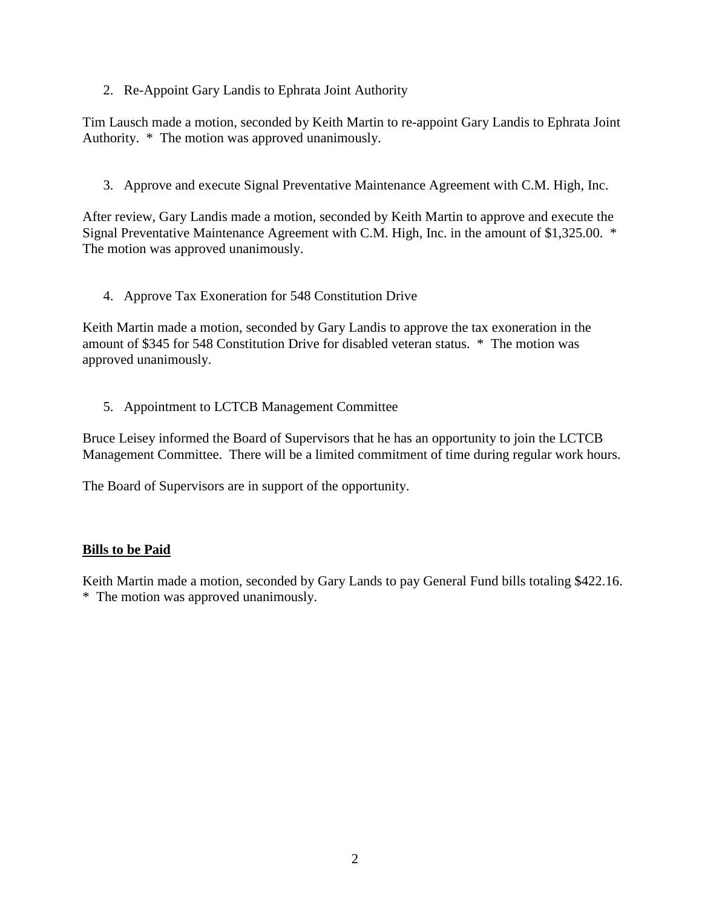2. Re-Appoint Gary Landis to Ephrata Joint Authority

Tim Lausch made a motion, seconded by Keith Martin to re-appoint Gary Landis to Ephrata Joint Authority. * The motion was approved unanimously.

3. Approve and execute Signal Preventative Maintenance Agreement with C.M. High, Inc.

After review, Gary Landis made a motion, seconded by Keith Martin to approve and execute the Signal Preventative Maintenance Agreement with C.M. High, Inc. in the amount of $1,325.00. * The motion was approved unanimously.

4. Approve Tax Exoneration for 548 Constitution Drive

Keith Martin made a motion, seconded by Gary Landis to approve the tax exoneration in the amount of $345 for 548 Constitution Drive for disabled veteran status. * The motion was approved unanimously.

5. Appointment to LCTCB Management Committee

Bruce Leisey informed the Board of Supervisors that he has an opportunity to join the LCTCB Management Committee. There will be a limited commitment of time during regular work hours.

The Board of Supervisors are in support of the opportunity.

**Bills to be Paid**

Keith Martin made a motion, seconded by Gary Lands to pay General Fund bills totaling $422.16. * The motion was approved unanimously.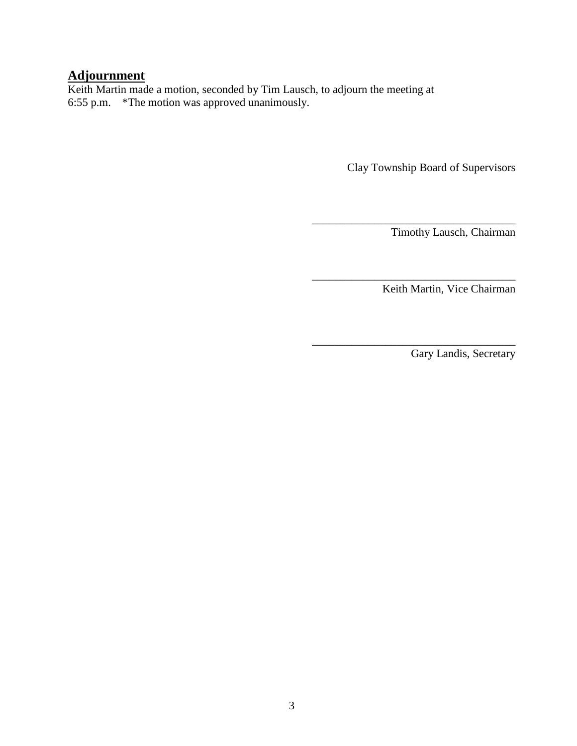## Adjournment

Keith Martin made a motion, seconded by Tim Lausch, to adjourn the meeting at 6:55 p.m. *The motion was approved unanimously.

Clay Township Board of Supervisors

_________________________________
Timothy Lausch, Chairman

_________________________________
Keith Martin, Vice Chairman

_________________________________
Gary Landis, Secretary